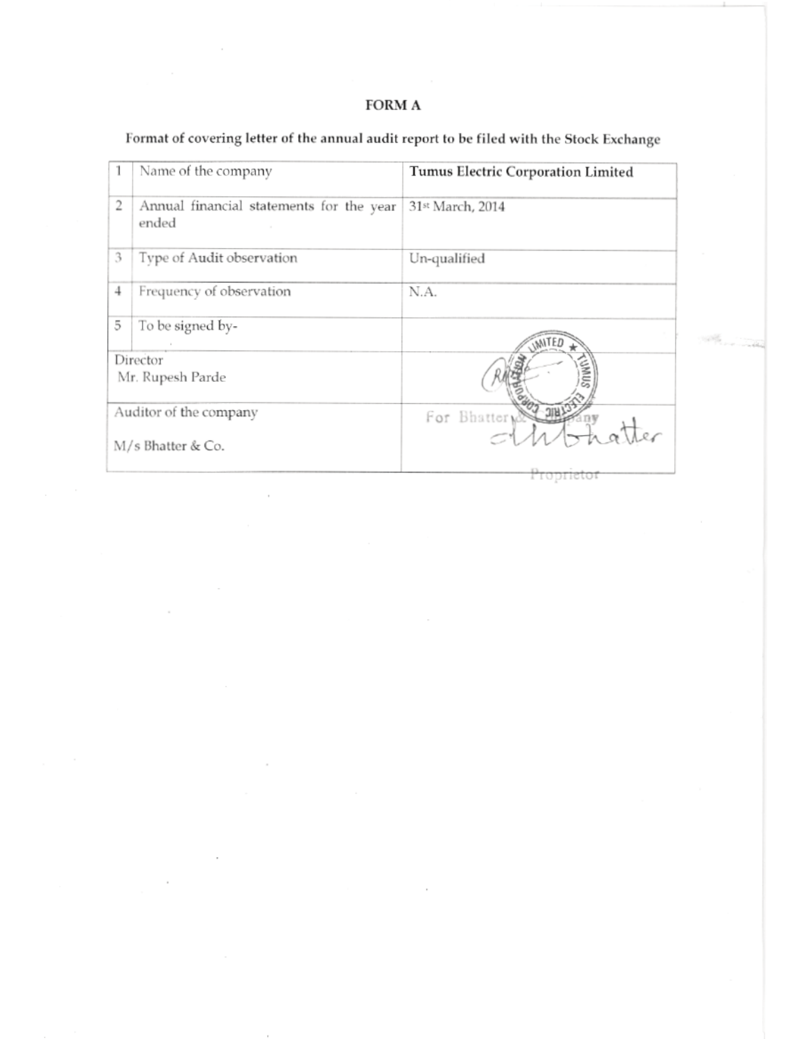# FORM A

Format of covering letter of the annual audit report to be filed with the Stock Exchange

| 1 | Name of the company | **Tumus Electric Corporation Limited** |
|---|---|---|
| 2 | Annual financial statements for the year ended | 31st March, 2014 |
| 3 | Type of Audit observation | Un-qualified |
| 4 | Frequency of observation | N.A. |
| 5 | To be signed by- | |
| Director<br>Mr. Rupesh Parde | | |
| Auditor of the company<br>M/s Bhatter & Co. | | For Bhatter & Company<br>Proprietor |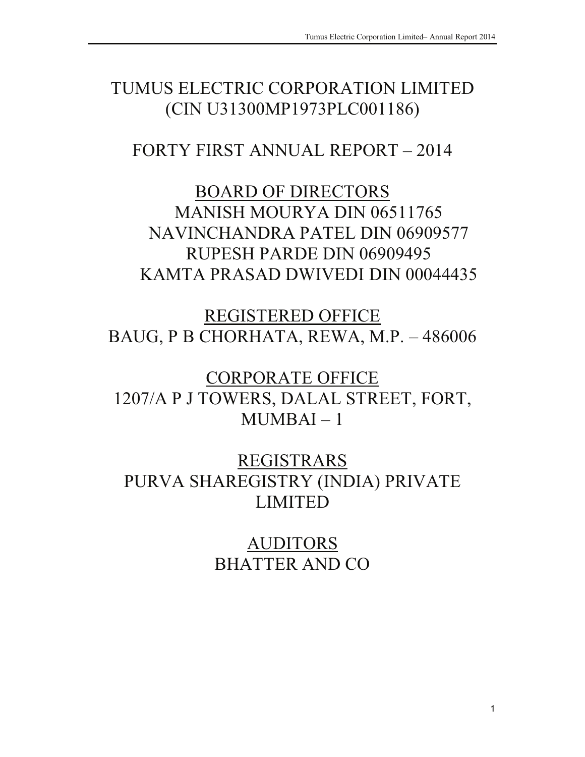# TUMUS ELECTRIC CORPORATION LIMITED
(CIN U31300MP1973PLC001186)

## FORTY FIRST ANNUAL REPORT – 2014

## BOARD OF DIRECTORS

MANISH MOURYA DIN 06511765

NAVINCHANDRA PATEL DIN 06909577

RUPESH PARDE DIN 06909495

KAMTA PRASAD DWIVEDI DIN 00044435

## REGISTERED OFFICE

BAUG, P B CHORHATA, REWA, M.P. – 486006

## CORPORATE OFFICE

1207/A P J TOWERS, DALAL STREET, FORT, MUMBAI – 1

## REGISTRARS

PURVA SHAREGISTRY (INDIA) PRIVATE LIMITED

## AUDITORS

BHATTER AND CO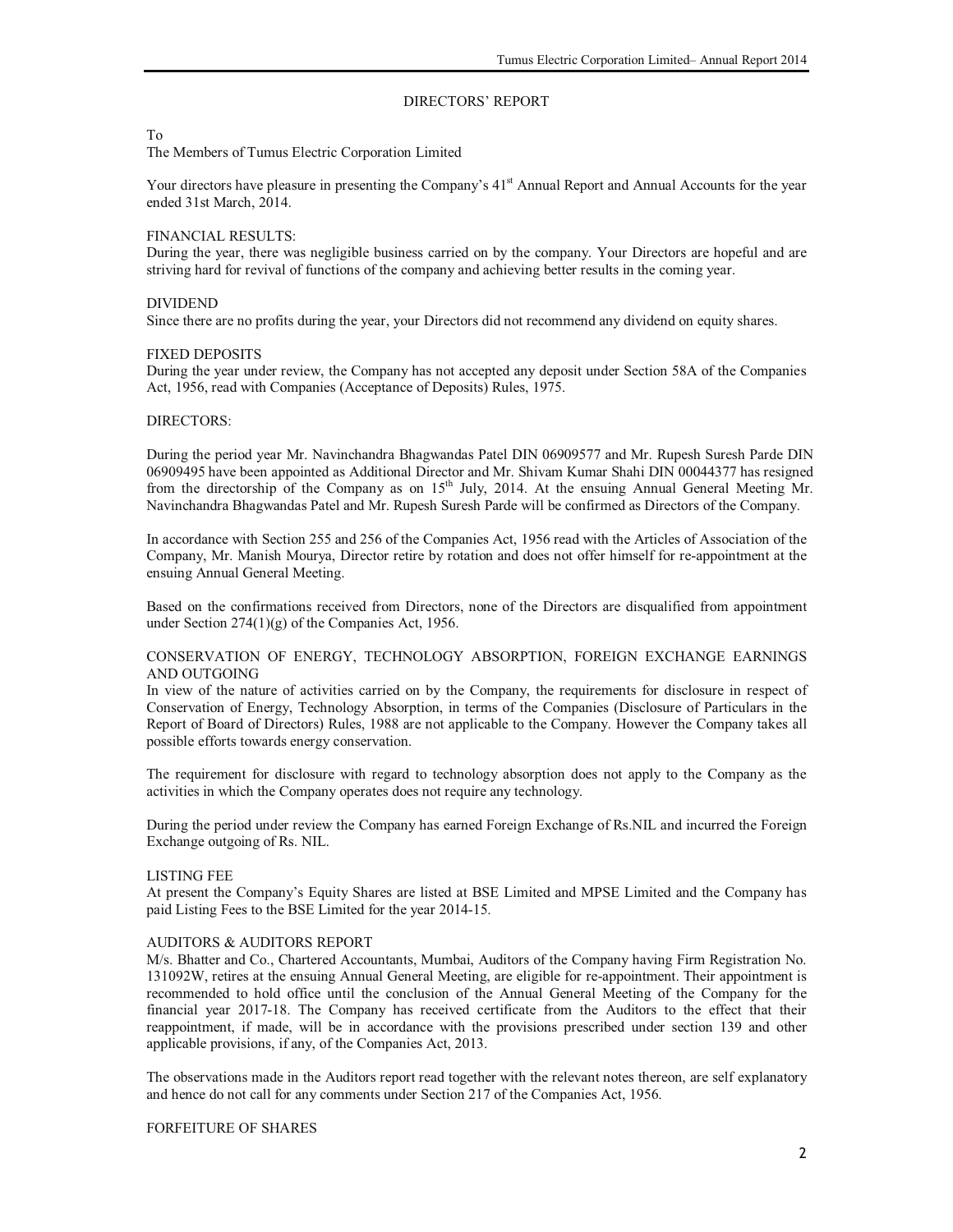## DIRECTORS' REPORT

To
The Members of Tumus Electric Corporation Limited

Your directors have pleasure in presenting the Company's 41st Annual Report and Annual Accounts for the year ended 31st March, 2014.

### FINANCIAL RESULTS:

During the year, there was negligible business carried on by the company. Your Directors are hopeful and are striving hard for revival of functions of the company and achieving better results in the coming year.

### DIVIDEND

Since there are no profits during the year, your Directors did not recommend any dividend on equity shares.

### FIXED DEPOSITS

During the year under review, the Company has not accepted any deposit under Section 58A of the Companies Act, 1956, read with Companies (Acceptance of Deposits) Rules, 1975.

### DIRECTORS:

During the period year Mr. Navinchandra Bhagwandas Patel DIN 06909577 and Mr. Rupesh Suresh Parde DIN 06909495 have been appointed as Additional Director and Mr. Shivam Kumar Shahi DIN 00044377 has resigned from the directorship of the Company as on 15th July, 2014. At the ensuing Annual General Meeting Mr. Navinchandra Bhagwandas Patel and Mr. Rupesh Suresh Parde will be confirmed as Directors of the Company.

In accordance with Section 255 and 256 of the Companies Act, 1956 read with the Articles of Association of the Company, Mr. Manish Mourya, Director retire by rotation and does not offer himself for re-appointment at the ensuing Annual General Meeting.

Based on the confirmations received from Directors, none of the Directors are disqualified from appointment under Section 274(1)(g) of the Companies Act, 1956.

### CONSERVATION OF ENERGY, TECHNOLOGY ABSORPTION, FOREIGN EXCHANGE EARNINGS AND OUTGOING

In view of the nature of activities carried on by the Company, the requirements for disclosure in respect of Conservation of Energy, Technology Absorption, in terms of the Companies (Disclosure of Particulars in the Report of Board of Directors) Rules, 1988 are not applicable to the Company. However the Company takes all possible efforts towards energy conservation.

The requirement for disclosure with regard to technology absorption does not apply to the Company as the activities in which the Company operates does not require any technology.

During the period under review the Company has earned Foreign Exchange of Rs.NIL and incurred the Foreign Exchange outgoing of Rs. NIL.

### LISTING FEE

At present the Company's Equity Shares are listed at BSE Limited and MPSE Limited and the Company has paid Listing Fees to the BSE Limited for the year 2014-15.

### AUDITORS & AUDITORS REPORT

M/s. Bhatter and Co., Chartered Accountants, Mumbai, Auditors of the Company having Firm Registration No. 131092W, retires at the ensuing Annual General Meeting, are eligible for re-appointment. Their appointment is recommended to hold office until the conclusion of the Annual General Meeting of the Company for the financial year 2017-18. The Company has received certificate from the Auditors to the effect that their reappointment, if made, will be in accordance with the provisions prescribed under section 139 and other applicable provisions, if any, of the Companies Act, 2013.

The observations made in the Auditors report read together with the relevant notes thereon, are self explanatory and hence do not call for any comments under Section 217 of the Companies Act, 1956.

### FORFEITURE OF SHARES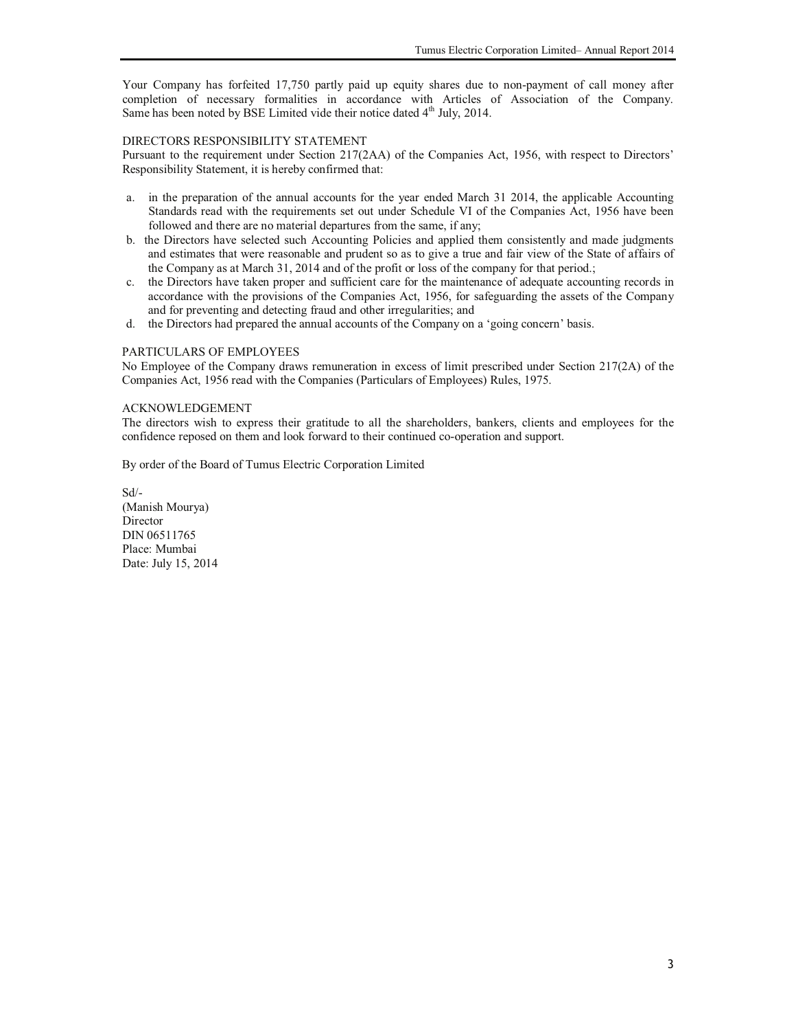Your Company has forfeited 17,750 partly paid up equity shares due to non-payment of call money after completion of necessary formalities in accordance with Articles of Association of the Company. Same has been noted by BSE Limited vide their notice dated 4th July, 2014.

## DIRECTORS RESPONSIBILITY STATEMENT

Pursuant to the requirement under Section 217(2AA) of the Companies Act, 1956, with respect to Directors' Responsibility Statement, it is hereby confirmed that:

a. in the preparation of the annual accounts for the year ended March 31 2014, the applicable Accounting Standards read with the requirements set out under Schedule VI of the Companies Act, 1956 have been followed and there are no material departures from the same, if any;
b. the Directors have selected such Accounting Policies and applied them consistently and made judgments and estimates that were reasonable and prudent so as to give a true and fair view of the State of affairs of the Company as at March 31, 2014 and of the profit or loss of the company for that period.;
c. the Directors have taken proper and sufficient care for the maintenance of adequate accounting records in accordance with the provisions of the Companies Act, 1956, for safeguarding the assets of the Company and for preventing and detecting fraud and other irregularities; and
d. the Directors had prepared the annual accounts of the Company on a 'going concern' basis.

## PARTICULARS OF EMPLOYEES

No Employee of the Company draws remuneration in excess of limit prescribed under Section 217(2A) of the Companies Act, 1956 read with the Companies (Particulars of Employees) Rules, 1975.

## ACKNOWLEDGEMENT

The directors wish to express their gratitude to all the shareholders, bankers, clients and employees for the confidence reposed on them and look forward to their continued co-operation and support.

By order of the Board of Tumus Electric Corporation Limited

Sd/-
(Manish Mourya)
Director
DIN 06511765
Place: Mumbai
Date: July 15, 2014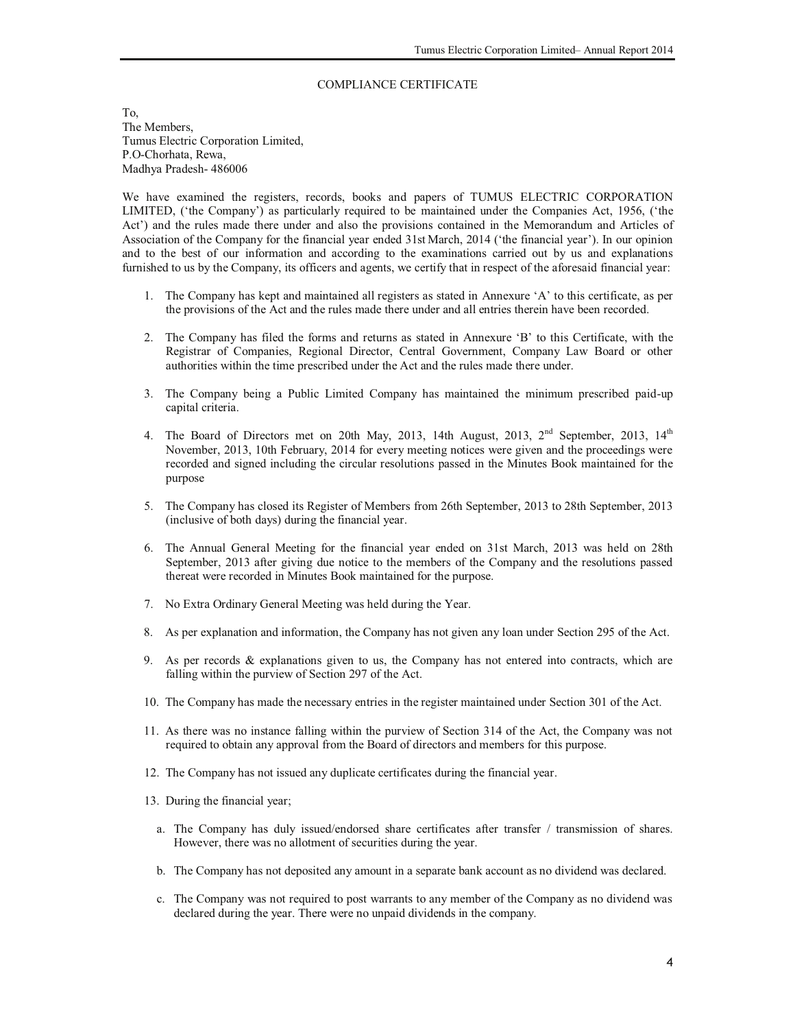## COMPLIANCE CERTIFICATE

To,
The Members,
Tumus Electric Corporation Limited,
P.O-Chorhata, Rewa,
Madhya Pradesh- 486006

We have examined the registers, records, books and papers of TUMUS ELECTRIC CORPORATION LIMITED, ('the Company') as particularly required to be maintained under the Companies Act, 1956, ('the Act') and the rules made there under and also the provisions contained in the Memorandum and Articles of Association of the Company for the financial year ended 31st March, 2014 ('the financial year'). In our opinion and to the best of our information and according to the examinations carried out by us and explanations furnished to us by the Company, its officers and agents, we certify that in respect of the aforesaid financial year:

1. The Company has kept and maintained all registers as stated in Annexure 'A' to this certificate, as per the provisions of the Act and the rules made there under and all entries therein have been recorded.

2. The Company has filed the forms and returns as stated in Annexure 'B' to this Certificate, with the Registrar of Companies, Regional Director, Central Government, Company Law Board or other authorities within the time prescribed under the Act and the rules made there under.

3. The Company being a Public Limited Company has maintained the minimum prescribed paid-up capital criteria.

4. The Board of Directors met on 20th May, 2013, 14th August, 2013, 2nd September, 2013, 14th November, 2013, 10th February, 2014 for every meeting notices were given and the proceedings were recorded and signed including the circular resolutions passed in the Minutes Book maintained for the purpose

5. The Company has closed its Register of Members from 26th September, 2013 to 28th September, 2013 (inclusive of both days) during the financial year.

6. The Annual General Meeting for the financial year ended on 31st March, 2013 was held on 28th September, 2013 after giving due notice to the members of the Company and the resolutions passed thereat were recorded in Minutes Book maintained for the purpose.

7. No Extra Ordinary General Meeting was held during the Year.

8. As per explanation and information, the Company has not given any loan under Section 295 of the Act.

9. As per records & explanations given to us, the Company has not entered into contracts, which are falling within the purview of Section 297 of the Act.

10. The Company has made the necessary entries in the register maintained under Section 301 of the Act.

11. As there was no instance falling within the purview of Section 314 of the Act, the Company was not required to obtain any approval from the Board of directors and members for this purpose.

12. The Company has not issued any duplicate certificates during the financial year.

13. During the financial year;

    a. The Company has duly issued/endorsed share certificates after transfer / transmission of shares. However, there was no allotment of securities during the year.

    b. The Company has not deposited any amount in a separate bank account as no dividend was declared.

    c. The Company was not required to post warrants to any member of the Company as no dividend was declared during the year. There were no unpaid dividends in the company.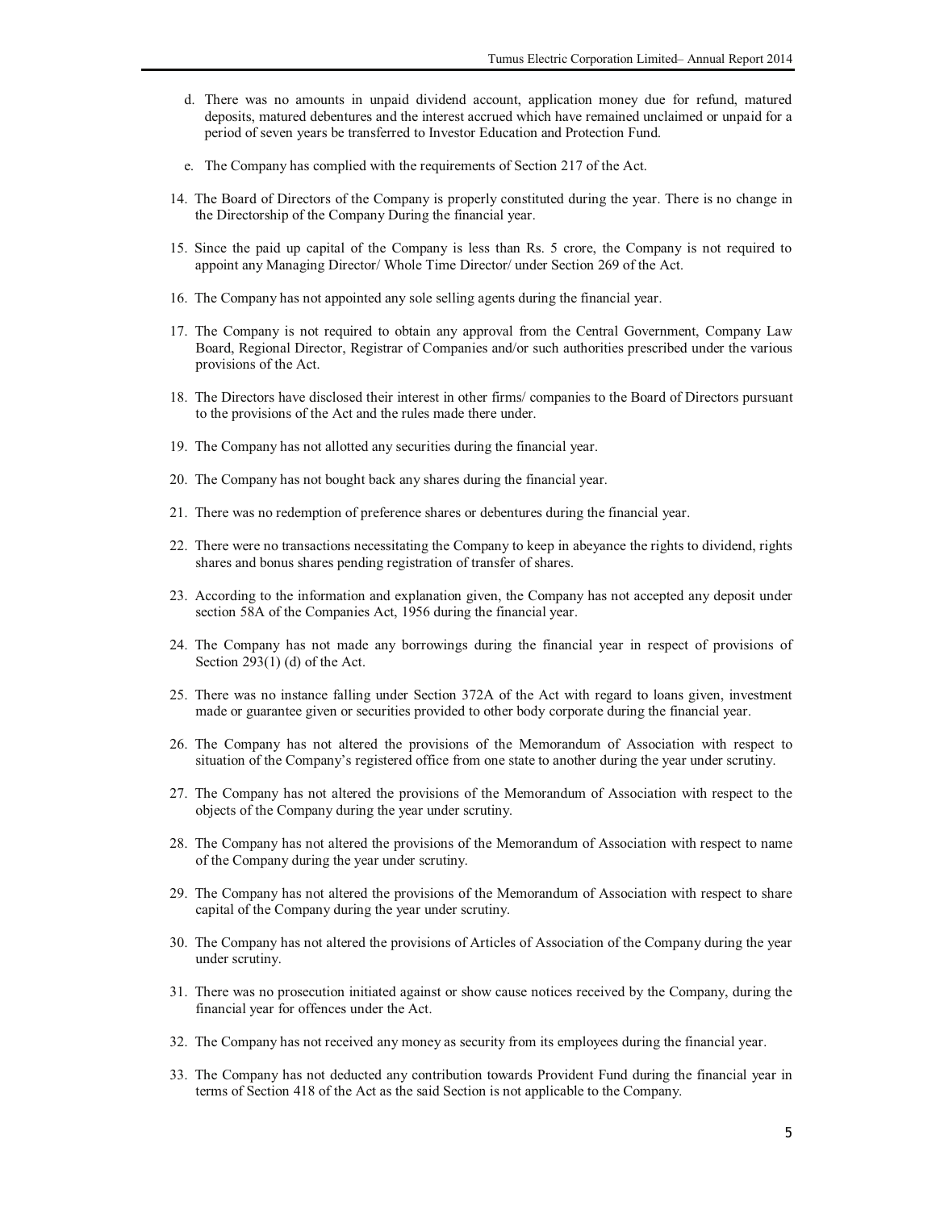d. There was no amounts in unpaid dividend account, application money due for refund, matured deposits, matured debentures and the interest accrued which have remained unclaimed or unpaid for a period of seven years be transferred to Investor Education and Protection Fund.

e. The Company has complied with the requirements of Section 217 of the Act.

14. The Board of Directors of the Company is properly constituted during the year. There is no change in the Directorship of the Company During the financial year.

15. Since the paid up capital of the Company is less than Rs. 5 crore, the Company is not required to appoint any Managing Director/ Whole Time Director/ under Section 269 of the Act.

16. The Company has not appointed any sole selling agents during the financial year.

17. The Company is not required to obtain any approval from the Central Government, Company Law Board, Regional Director, Registrar of Companies and/or such authorities prescribed under the various provisions of the Act.

18. The Directors have disclosed their interest in other firms/ companies to the Board of Directors pursuant to the provisions of the Act and the rules made there under.

19. The Company has not allotted any securities during the financial year.

20. The Company has not bought back any shares during the financial year.

21. There was no redemption of preference shares or debentures during the financial year.

22. There were no transactions necessitating the Company to keep in abeyance the rights to dividend, rights shares and bonus shares pending registration of transfer of shares.

23. According to the information and explanation given, the Company has not accepted any deposit under section 58A of the Companies Act, 1956 during the financial year.

24. The Company has not made any borrowings during the financial year in respect of provisions of Section 293(1) (d) of the Act.

25. There was no instance falling under Section 372A of the Act with regard to loans given, investment made or guarantee given or securities provided to other body corporate during the financial year.

26. The Company has not altered the provisions of the Memorandum of Association with respect to situation of the Company's registered office from one state to another during the year under scrutiny.

27. The Company has not altered the provisions of the Memorandum of Association with respect to the objects of the Company during the year under scrutiny.

28. The Company has not altered the provisions of the Memorandum of Association with respect to name of the Company during the year under scrutiny.

29. The Company has not altered the provisions of the Memorandum of Association with respect to share capital of the Company during the year under scrutiny.

30. The Company has not altered the provisions of Articles of Association of the Company during the year under scrutiny.

31. There was no prosecution initiated against or show cause notices received by the Company, during the financial year for offences under the Act.

32. The Company has not received any money as security from its employees during the financial year.

33. The Company has not deducted any contribution towards Provident Fund during the financial year in terms of Section 418 of the Act as the said Section is not applicable to the Company.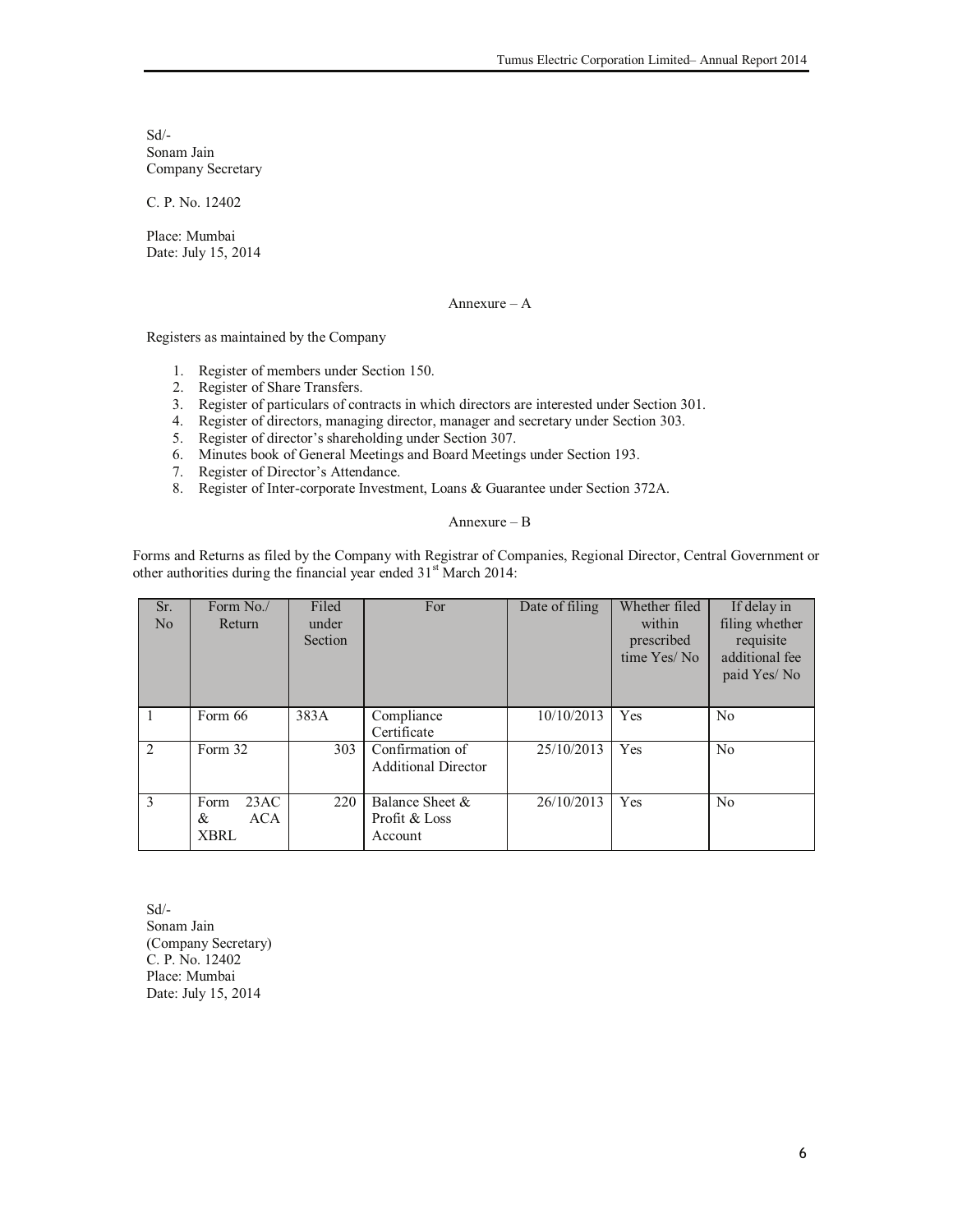Sd/-
Sonam Jain
Company Secretary

C. P. No. 12402

Place: Mumbai
Date: July 15, 2014

## Annexure – A

Registers as maintained by the Company

1. Register of members under Section 150.
2. Register of Share Transfers.
3. Register of particulars of contracts in which directors are interested under Section 301.
4. Register of directors, managing director, manager and secretary under Section 303.
5. Register of director's shareholding under Section 307.
6. Minutes book of General Meetings and Board Meetings under Section 193.
7. Register of Director's Attendance.
8. Register of Inter-corporate Investment, Loans & Guarantee under Section 372A.

## Annexure – B

Forms and Returns as filed by the Company with Registrar of Companies, Regional Director, Central Government or other authorities during the financial year ended 31st March 2014:

| Sr. No | Form No./ Return | Filed under Section | For | Date of filing | Whether filed within prescribed time Yes/ No | If delay in filing whether requisite additional fee paid Yes/ No |
|---|---|---|---|---|---|---|
| 1 | Form 66 | 383A | Compliance Certificate | 10/10/2013 | Yes | No |
| 2 | Form 32 | 303 | Confirmation of Additional Director | 25/10/2013 | Yes | No |
| 3 | Form 23AC & ACA XBRL | 220 | Balance Sheet & Profit & Loss Account | 26/10/2013 | Yes | No |

Sd/-
Sonam Jain
(Company Secretary)
C. P. No. 12402
Place: Mumbai
Date: July 15, 2014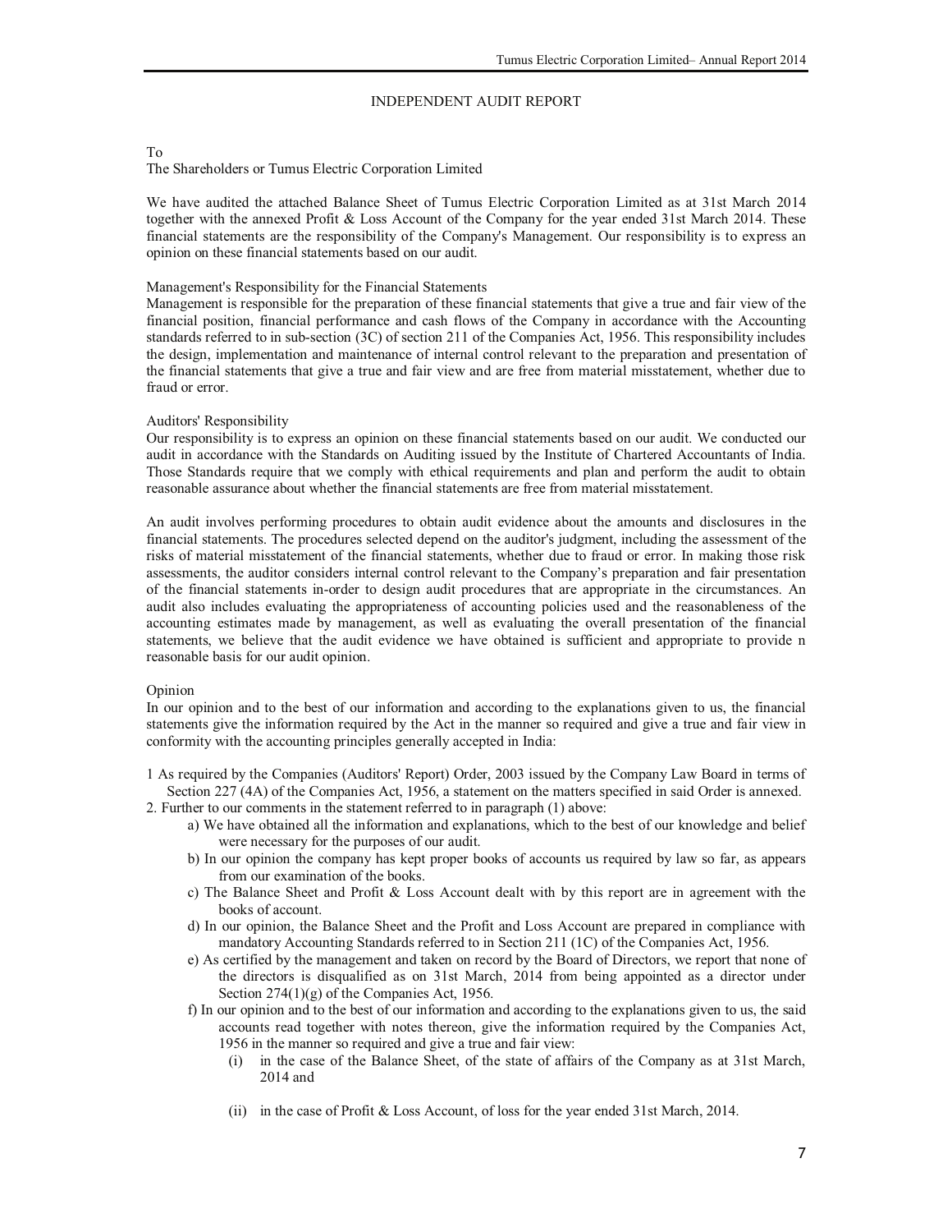# INDEPENDENT AUDIT REPORT

To
The Shareholders or Tumus Electric Corporation Limited

We have audited the attached Balance Sheet of Tumus Electric Corporation Limited as at 31st March 2014 together with the annexed Profit & Loss Account of the Company for the year ended 31st March 2014. These financial statements are the responsibility of the Company's Management. Our responsibility is to express an opinion on these financial statements based on our audit.

## Management's Responsibility for the Financial Statements

Management is responsible for the preparation of these financial statements that give a true and fair view of the financial position, financial performance and cash flows of the Company in accordance with the Accounting standards referred to in sub-section (3C) of section 211 of the Companies Act, 1956. This responsibility includes the design, implementation and maintenance of internal control relevant to the preparation and presentation of the financial statements that give a true and fair view and are free from material misstatement, whether due to fraud or error.

## Auditors' Responsibility

Our responsibility is to express an opinion on these financial statements based on our audit. We conducted our audit in accordance with the Standards on Auditing issued by the Institute of Chartered Accountants of India. Those Standards require that we comply with ethical requirements and plan and perform the audit to obtain reasonable assurance about whether the financial statements are free from material misstatement.

An audit involves performing procedures to obtain audit evidence about the amounts and disclosures in the financial statements. The procedures selected depend on the auditor's judgment, including the assessment of the risks of material misstatement of the financial statements, whether due to fraud or error. In making those risk assessments, the auditor considers internal control relevant to the Company's preparation and fair presentation of the financial statements in-order to design audit procedures that are appropriate in the circumstances. An audit also includes evaluating the appropriateness of accounting policies used and the reasonableness of the accounting estimates made by management, as well as evaluating the overall presentation of the financial statements, we believe that the audit evidence we have obtained is sufficient and appropriate to provide n reasonable basis for our audit opinion.

## Opinion

In our opinion and to the best of our information and according to the explanations given to us, the financial statements give the information required by the Act in the manner so required and give a true and fair view in conformity with the accounting principles generally accepted in India:

1 As required by the Companies (Auditors' Report) Order, 2003 issued by the Company Law Board in terms of Section 227 (4A) of the Companies Act, 1956, a statement on the matters specified in said Order is annexed.

2. Further to our comments in the statement referred to in paragraph (1) above:
   - a) We have obtained all the information and explanations, which to the best of our knowledge and belief were necessary for the purposes of our audit.
   - b) In our opinion the company has kept proper books of accounts us required by law so far, as appears from our examination of the books.
   - c) The Balance Sheet and Profit & Loss Account dealt with by this report are in agreement with the books of account.
   - d) In our opinion, the Balance Sheet and the Profit and Loss Account are prepared in compliance with mandatory Accounting Standards referred to in Section 211 (1C) of the Companies Act, 1956.
   - e) As certified by the management and taken on record by the Board of Directors, we report that none of the directors is disqualified as on 31st March, 2014 from being appointed as a director under Section 274(1)(g) of the Companies Act, 1956.
   - f) In our opinion and to the best of our information and according to the explanations given to us, the said accounts read together with notes thereon, give the information required by the Companies Act, 1956 in the manner so required and give a true and fair view:
     - (i) in the case of the Balance Sheet, of the state of affairs of the Company as at 31st March, 2014 and
     - (ii) in the case of Profit & Loss Account, of loss for the year ended 31st March, 2014.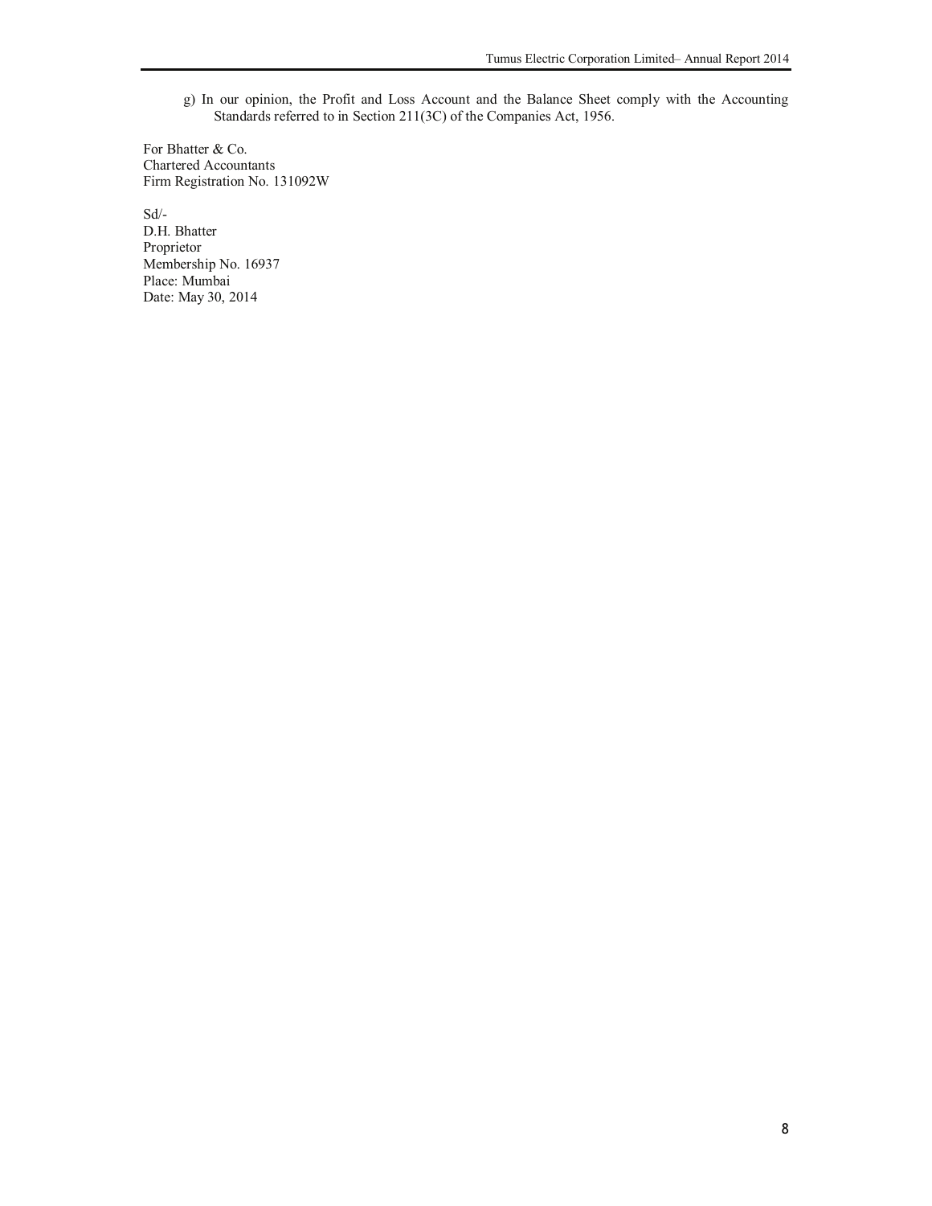g) In our opinion, the Profit and Loss Account and the Balance Sheet comply with the Accounting Standards referred to in Section 211(3C) of the Companies Act, 1956.

For Bhatter & Co.
Chartered Accountants
Firm Registration No. 131092W

Sd/-
D.H. Bhatter
Proprietor
Membership No. 16937
Place: Mumbai
Date: May 30, 2014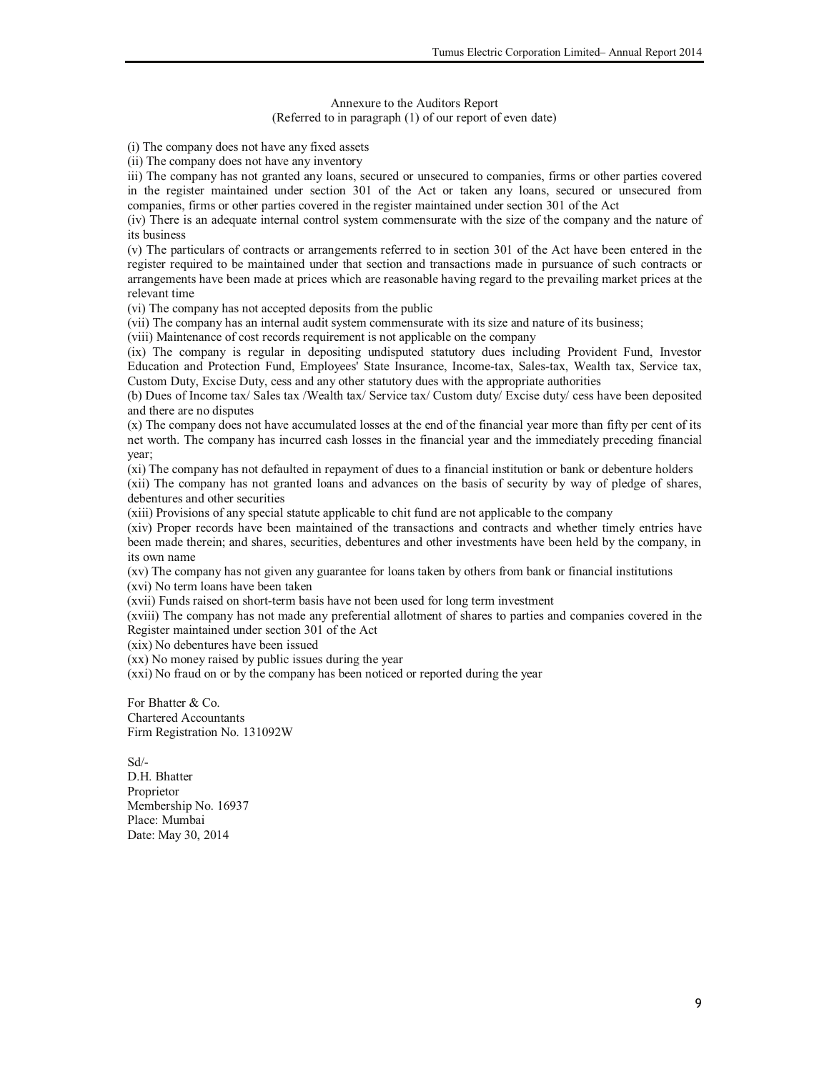## Annexure to the Auditors Report
(Referred to in paragraph (1) of our report of even date)

(i) The company does not have any fixed assets

(ii) The company does not have any inventory

iii) The company has not granted any loans, secured or unsecured to companies, firms or other parties covered in the register maintained under section 301 of the Act or taken any loans, secured or unsecured from companies, firms or other parties covered in the register maintained under section 301 of the Act

(iv) There is an adequate internal control system commensurate with the size of the company and the nature of its business

(v) The particulars of contracts or arrangements referred to in section 301 of the Act have been entered in the register required to be maintained under that section and transactions made in pursuance of such contracts or arrangements have been made at prices which are reasonable having regard to the prevailing market prices at the relevant time

(vi) The company has not accepted deposits from the public

(vii) The company has an internal audit system commensurate with its size and nature of its business;

(viii) Maintenance of cost records requirement is not applicable on the company

(ix) The company is regular in depositing undisputed statutory dues including Provident Fund, Investor Education and Protection Fund, Employees' State Insurance, Income-tax, Sales-tax, Wealth tax, Service tax, Custom Duty, Excise Duty, cess and any other statutory dues with the appropriate authorities

(b) Dues of Income tax/ Sales tax /Wealth tax/ Service tax/ Custom duty/ Excise duty/ cess have been deposited and there are no disputes

(x) The company does not have accumulated losses at the end of the financial year more than fifty per cent of its net worth. The company has incurred cash losses in the financial year and the immediately preceding financial year;

(xi) The company has not defaulted in repayment of dues to a financial institution or bank or debenture holders

(xii) The company has not granted loans and advances on the basis of security by way of pledge of shares, debentures and other securities

(xiii) Provisions of any special statute applicable to chit fund are not applicable to the company

(xiv) Proper records have been maintained of the transactions and contracts and whether timely entries have been made therein; and shares, securities, debentures and other investments have been held by the company, in its own name

(xv) The company has not given any guarantee for loans taken by others from bank or financial institutions

(xvi) No term loans have been taken

(xvii) Funds raised on short-term basis have not been used for long term investment

(xviii) The company has not made any preferential allotment of shares to parties and companies covered in the Register maintained under section 301 of the Act

(xix) No debentures have been issued

(xx) No money raised by public issues during the year

(xxi) No fraud on or by the company has been noticed or reported during the year

For Bhatter & Co.
Chartered Accountants
Firm Registration No. 131092W

Sd/-
D.H. Bhatter
Proprietor
Membership No. 16937
Place: Mumbai
Date: May 30, 2014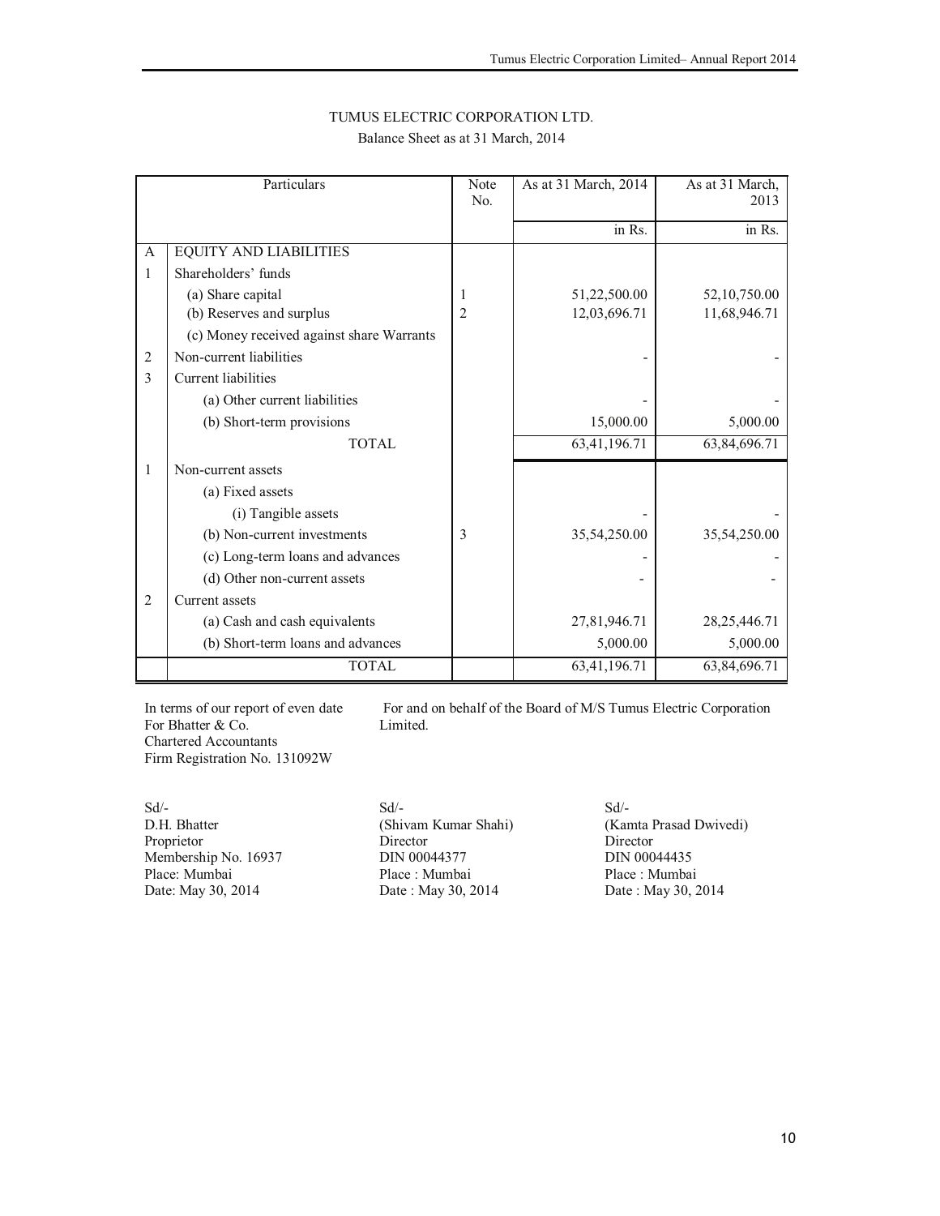# TUMUS ELECTRIC CORPORATION LTD.

## Balance Sheet as at 31 March, 2014

| | Particulars | Note No. | As at 31 March, 2014 | As at 31 March, 2013 |
|---|---|---|---|---|
| | | | in Rs. | in Rs. |
| A | EQUITY AND LIABILITIES | | | |
| 1 | Shareholders' funds | | | |
| | (a) Share capital | 1 | 51,22,500.00 | 52,10,750.00 |
| | (b) Reserves and surplus | 2 | 12,03,696.71 | 11,68,946.71 |
| | (c) Money received against share Warrants | | | |
| 2 | Non-current liabilities | | - | - |
| 3 | Current liabilities | | | |
| | (a) Other current liabilities | | - | - |
| | (b) Short-term provisions | | 15,000.00 | 5,000.00 |
| | TOTAL | | 63,41,196.71 | 63,84,696.71 |
| 1 | Non-current assets | | | |
| | (a) Fixed assets | | | |
| | (i) Tangible assets | | - | - |
| | (b) Non-current investments | 3 | 35,54,250.00 | 35,54,250.00 |
| | (c) Long-term loans and advances | | - | - |
| | (d) Other non-current assets | | - | - |
| 2 | Current assets | | | |
| | (a) Cash and cash equivalents | | 27,81,946.71 | 28,25,446.71 |
| | (b) Short-term loans and advances | | 5,000.00 | 5,000.00 |
| | TOTAL | | 63,41,196.71 | 63,84,696.71 |

In terms of our report of even date
For Bhatter & Co.
Chartered Accountants
Firm Registration No. 131092W

For and on behalf of the Board of M/S Tumus Electric Corporation Limited.

Sd/-
D.H. Bhatter
Proprietor
Membership No. 16937
Place: Mumbai
Date: May 30, 2014

Sd/-
(Shivam Kumar Shahi)
Director
DIN 00044377
Place : Mumbai
Date : May 30, 2014

Sd/-
(Kamta Prasad Dwivedi)
Director
DIN 00044435
Place : Mumbai
Date : May 30, 2014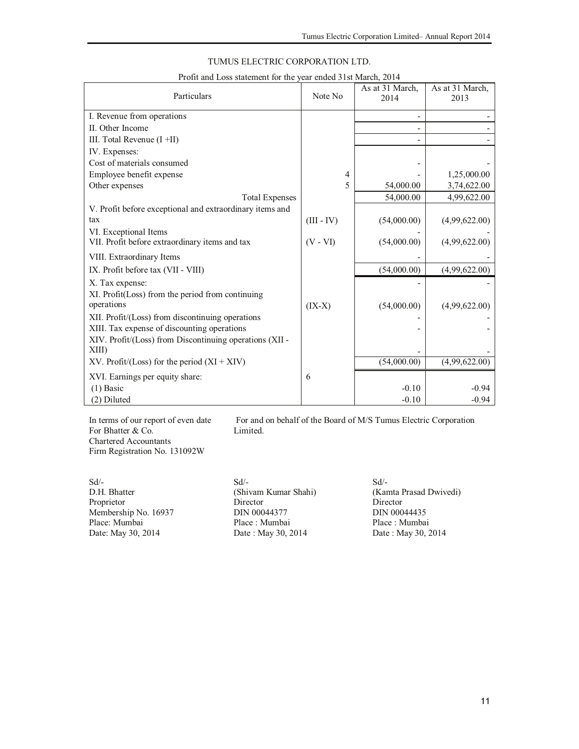# TUMUS ELECTRIC CORPORATION LTD.

Profit and Loss statement for the year ended 31st March, 2014

| Particulars | Note No | As at 31 March, 2014 | As at 31 March, 2013 |
|---|---|---|---|
| I. Revenue from operations | | - | - |
| II. Other Income | | - | - |
| III. Total Revenue (I +II) | | - | - |
| IV. Expenses: | | | |
| Cost of materials consumed | | - | - |
| Employee benefit expense | 4 | - | 1,25,000.00 |
| Other expenses | 5 | 54,000.00 | 3,74,622.00 |
| Total Expenses | | 54,000.00 | 4,99,622.00 |
| V. Profit before exceptional and extraordinary items and tax | (III - IV) | (54,000.00) | (4,99,622.00) |
| VI. Exceptional Items | | - | - |
| VII. Profit before extraordinary items and tax | (V - VI) | (54,000.00) | (4,99,622.00) |
| VIII. Extraordinary Items | | - | - |
| IX. Profit before tax (VII - VIII) | | (54,000.00) | (4,99,622.00) |
| X. Tax expense: | | - | - |
| XI. Profit(Loss) from the period from continuing operations | (IX-X) | (54,000.00) | (4,99,622.00) |
| XII. Profit/(Loss) from discontinuing operations | | - | - |
| XIII. Tax expense of discounting operations | | - | - |
| XIV. Profit/(Loss) from Discontinuing operations (XII - XIII) | | - | - |
| XV. Profit/(Loss) for the period (XI + XIV) | | (54,000.00) | (4,99,622.00) |
| XVI. Earnings per equity share: | 6 | | |
| (1) Basic | | -0.10 | -0.94 |
| (2) Diluted | | -0.10 | -0.94 |

In terms of our report of even date
For Bhatter & Co.
Chartered Accountants
Firm Registration No. 131092W

For and on behalf of the Board of M/S Tumus Electric Corporation Limited.

Sd/-
D.H. Bhatter
Proprietor
Membership No. 16937
Place: Mumbai
Date: May 30, 2014

Sd/-
(Shivam Kumar Shahi)
Director
DIN 00044377
Place : Mumbai
Date : May 30, 2014

Sd/-
(Kamta Prasad Dwivedi)
Director
DIN 00044435
Place : Mumbai
Date : May 30, 2014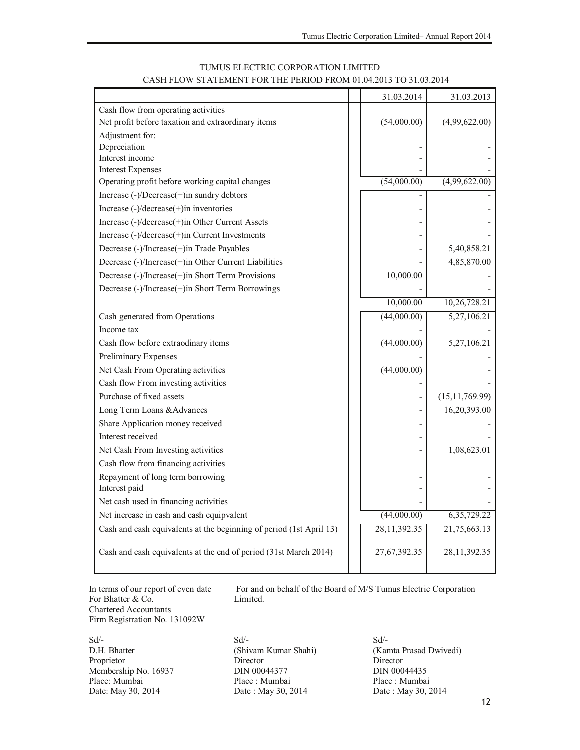# TUMUS ELECTRIC CORPORATION LIMITED

## CASH FLOW STATEMENT FOR THE PERIOD FROM 01.04.2013 TO 31.03.2014

| | 31.03.2014 | 31.03.2013 |
|---|---|---|
| Cash flow from operating activities | | |
| Net profit before taxation and extraordinary items | (54,000.00) | (4,99,622.00) |
| Adjustment for: | | |
| Depreciation | - | - |
| Interest income | - | - |
| Interest Expenses | - | - |
| Operating profit before working capital changes | (54,000.00) | (4,99,622.00) |
| Increase (-)/Decrease(+)in sundry debtors | - | - |
| Increase (-)/decrease(+)in inventories | - | - |
| Increase (-)/decrease(+)in Other Current Assets | - | - |
| Increase (-)/decrease(+)in Current Investments | - | - |
| Decrease (-)/Increase(+)in Trade Payables | - | 5,40,858.21 |
| Decrease (-)/Increase(+)in Other Current Liabilities | - | 4,85,870.00 |
| Decrease (-)/Increase(+)in Short Term Provisions | 10,000.00 | - |
| Decrease (-)/Increase(+)in Short Term Borrowings | - | - |
| | 10,000.00 | 10,26,728.21 |
| Cash generated from Operations | (44,000.00) | 5,27,106.21 |
| Income tax | - | - |
| Cash flow before extraodinary items | (44,000.00) | 5,27,106.21 |
| Preliminary Expenses | - | - |
| Net Cash From Operating activities | (44,000.00) | - |
| Cash flow From investing activities | - | - |
| Purchase of fixed assets | - | (15,11,769.99) |
| Long Term Loans &Advances | - | 16,20,393.00 |
| Share Application money received | - | - |
| Interest received | - | - |
| Net Cash From Investing activities | - | 1,08,623.01 |
| Cash flow from financing activities | | |
| Repayment of long term borrowing | - | - |
| Interest paid | - | - |
| Net cash used in financing activities | - | - |
| Net increase in cash and cash equipvalent | (44,000.00) | 6,35,729.22 |
| Cash and cash equivalents at the beginning of period (1st April 13) | 28,11,392.35 | 21,75,663.13 |
| Cash and cash equivalents at the end of period (31st March 2014) | 27,67,392.35 | 28,11,392.35 |

In terms of our report of even date
For Bhatter & Co.
Chartered Accountants
Firm Registration No. 131092W

For and on behalf of the Board of M/S Tumus Electric Corporation Limited.

Sd/-
D.H. Bhatter
Proprietor
Membership No. 16937
Place: Mumbai
Date: May 30, 2014

Sd/-
(Shivam Kumar Shahi)
Director
DIN 00044377
Place : Mumbai
Date : May 30, 2014

Sd/-
(Kamta Prasad Dwivedi)
Director
DIN 00044435
Place : Mumbai
Date : May 30, 2014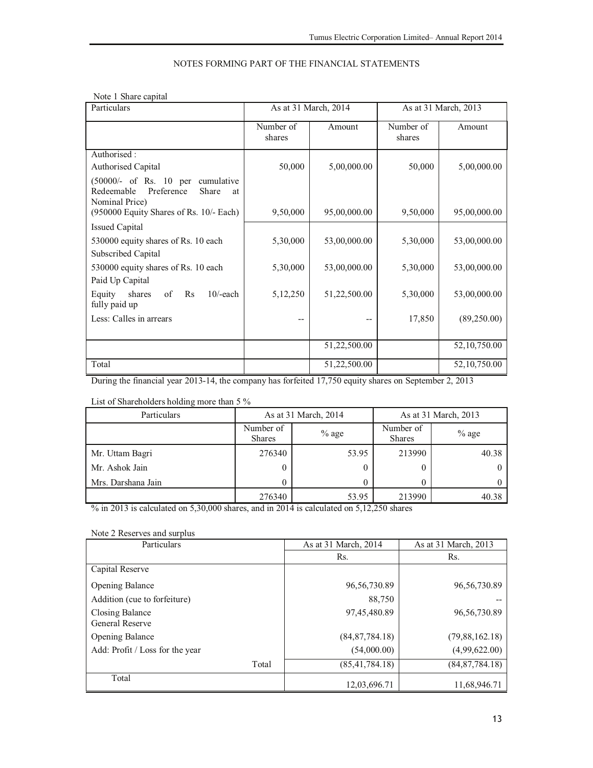NOTES FORMING PART OF THE FINANCIAL STATEMENTS

Note 1 Share capital

| Particulars | As at 31 March, 2014 | | As at 31 March, 2013 | |
|---|---|---|---|---|
| | Number of shares | Amount | Number of shares | Amount |
| Authorised : | | | | |
| Authorised Capital | 50,000 | 5,00,000.00 | 50,000 | 5,00,000.00 |
| (50000/- of Rs. 10 per cumulative Redeemable Preference Share at Nominal Price) | | | | |
| (950000 Equity Shares of Rs. 10/- Each) | 9,50,000 | 95,00,000.00 | 9,50,000 | 95,00,000.00 |
| Issued Capital | | | | |
| 530000 equity shares of Rs. 10 each | 5,30,000 | 53,00,000.00 | 5,30,000 | 53,00,000.00 |
| Subscribed Capital | | | | |
| 530000 equity shares of Rs. 10 each | 5,30,000 | 53,00,000.00 | 5,30,000 | 53,00,000.00 |
| Paid Up Capital | | | | |
| Equity shares of Rs 10/-each fully paid up | 5,12,250 | 51,22,500.00 | 5,30,000 | 53,00,000.00 |
| Less: Calles in arrears | -- | -- | 17,850 | (89,250.00) |
| | | 51,22,500.00 | | 52,10,750.00 |
| Total | | 51,22,500.00 | | 52,10,750.00 |

During the financial year 2013-14, the company has forfeited 17,750 equity shares on September 2, 2013

List of Shareholders holding more than 5 %

| Particulars | As at 31 March, 2014 | | As at 31 March, 2013 | |
|---|---|---|---|---|
| | Number of Shares | % age | Number of Shares | % age |
| Mr. Uttam Bagri | 276340 | 53.95 | 213990 | 40.38 |
| Mr. Ashok Jain | 0 | 0 | 0 | 0 |
| Mrs. Darshana Jain | 0 | 0 | 0 | 0 |
| | 276340 | 53.95 | 213990 | 40.38 |

% in 2013 is calculated on 5,30,000 shares, and in 2014 is calculated on 5,12,250 shares

Note 2 Reserves and surplus

| Particulars | As at 31 March, 2014 | As at 31 March, 2013 |
|---|---|---|
| | Rs. | Rs. |
| Capital Reserve | | |
| Opening Balance | 96,56,730.89 | 96,56,730.89 |
| Addition (cue to forfeiture) | 88,750 | -- |
| Closing Balance | 97,45,480.89 | 96,56,730.89 |
| General Reserve | | |
| Opening Balance | (84,87,784.18) | (79,88,162.18) |
| Add: Profit / Loss for the year | (54,000.00) | (4,99,622.00) |
| Total | (85,41,784.18) | (84,87,784.18) |
| Total | 12,03,696.71 | 11,68,946.71 |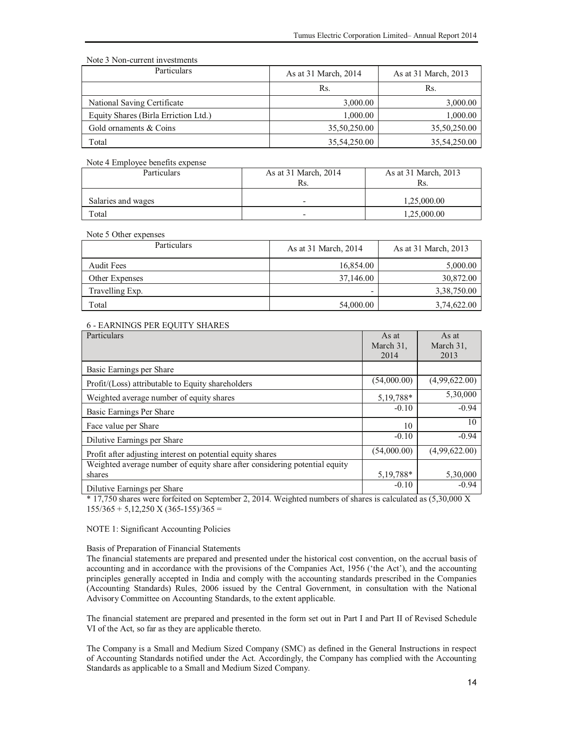Note 3 Non-current investments

| Particulars | As at 31 March, 2014 | As at 31 March, 2013 |
|---|---|---|
| | Rs. | Rs. |
| National Saving Certificate | 3,000.00 | 3,000.00 |
| Equity Shares (Birla Erriction Ltd.) | 1,000.00 | 1,000.00 |
| Gold ornaments & Coins | 35,50,250.00 | 35,50,250.00 |
| Total | 35,54,250.00 | 35,54,250.00 |

Note 4 Employee benefits expense

| Particulars | As at 31 March, 2014 Rs. | As at 31 March, 2013 Rs. |
|---|---|---|
| Salaries and wages | - | 1,25,000.00 |
| Total | - | 1,25,000.00 |

Note 5 Other expenses

| Particulars | As at 31 March, 2014 | As at 31 March, 2013 |
|---|---|---|
| Audit Fees | 16,854.00 | 5,000.00 |
| Other Expenses | 37,146.00 | 30,872.00 |
| Travelling Exp. | - | 3,38,750.00 |
| Total | 54,000.00 | 3,74,622.00 |

6 - EARNINGS PER EQUITY SHARES

| Particulars | As at March 31, 2014 | As at March 31, 2013 |
|---|---|---|
| Basic Earnings per Share | | |
| Profit/(Loss) attributable to Equity shareholders | (54,000.00) | (4,99,622.00) |
| Weighted average number of equity shares | 5,19,788* | 5,30,000 |
| Basic Earnings Per Share | -0.10 | -0.94 |
| Face value per Share | 10 | 10 |
| Dilutive Earnings per Share | -0.10 | -0.94 |
| Profit after adjusting interest on potential equity shares | (54,000.00) | (4,99,622.00) |
| Weighted average number of equity share after considering potential equity shares | 5,19,788* | 5,30,000 |
| Dilutive Earnings per Share | -0.10 | -0.94 |

* 17,750 shares were forfeited on September 2, 2014. Weighted numbers of shares is calculated as (5,30,000 X 155/365 + 5,12,250 X (365-155)/365 =

NOTE 1: Significant Accounting Policies

Basis of Preparation of Financial Statements

The financial statements are prepared and presented under the historical cost convention, on the accrual basis of accounting and in accordance with the provisions of the Companies Act, 1956 ('the Act'), and the accounting principles generally accepted in India and comply with the accounting standards prescribed in the Companies (Accounting Standards) Rules, 2006 issued by the Central Government, in consultation with the National Advisory Committee on Accounting Standards, to the extent applicable.

The financial statement are prepared and presented in the form set out in Part I and Part II of Revised Schedule VI of the Act, so far as they are applicable thereto.

The Company is a Small and Medium Sized Company (SMC) as defined in the General Instructions in respect of Accounting Standards notified under the Act. Accordingly, the Company has complied with the Accounting Standards as applicable to a Small and Medium Sized Company.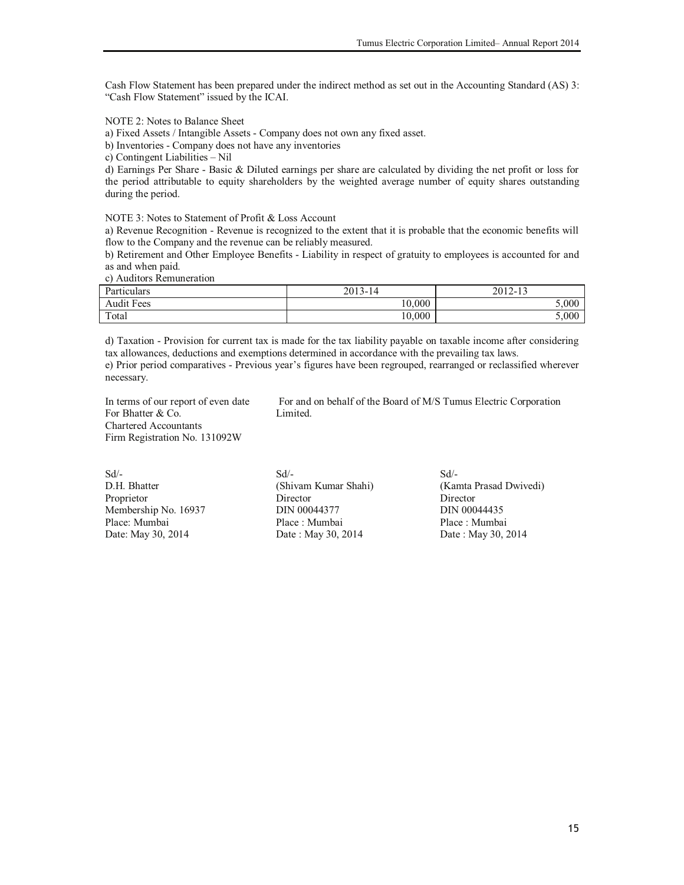Cash Flow Statement has been prepared under the indirect method as set out in the Accounting Standard (AS) 3: "Cash Flow Statement" issued by the ICAI.

NOTE 2: Notes to Balance Sheet

a) Fixed Assets / Intangible Assets - Company does not own any fixed asset.

b) Inventories - Company does not have any inventories

c) Contingent Liabilities – Nil

d) Earnings Per Share - Basic & Diluted earnings per share are calculated by dividing the net profit or loss for the period attributable to equity shareholders by the weighted average number of equity shares outstanding during the period.

NOTE 3: Notes to Statement of Profit & Loss Account

a) Revenue Recognition - Revenue is recognized to the extent that it is probable that the economic benefits will flow to the Company and the revenue can be reliably measured.

b) Retirement and Other Employee Benefits - Liability in respect of gratuity to employees is accounted for and as and when paid.

c) Auditors Remuneration

| Particulars | 2013-14 | 2012-13 |
|---|---|---|
| Audit Fees | 10,000 | 5,000 |
| Total | 10,000 | 5,000 |

d) Taxation - Provision for current tax is made for the tax liability payable on taxable income after considering tax allowances, deductions and exemptions determined in accordance with the prevailing tax laws.

e) Prior period comparatives - Previous year's figures have been regrouped, rearranged or reclassified wherever necessary.

In terms of our report of even date
For Bhatter & Co.
Chartered Accountants
Firm Registration No. 131092W

For and on behalf of the Board of M/S Tumus Electric Corporation Limited.

Sd/-
D.H. Bhatter
Proprietor
Membership No. 16937
Place: Mumbai
Date: May 30, 2014

Sd/-
(Shivam Kumar Shahi)
Director
DIN 00044377
Place : Mumbai
Date : May 30, 2014

Sd/-
(Kamta Prasad Dwivedi)
Director
DIN 00044435
Place : Mumbai
Date : May 30, 2014